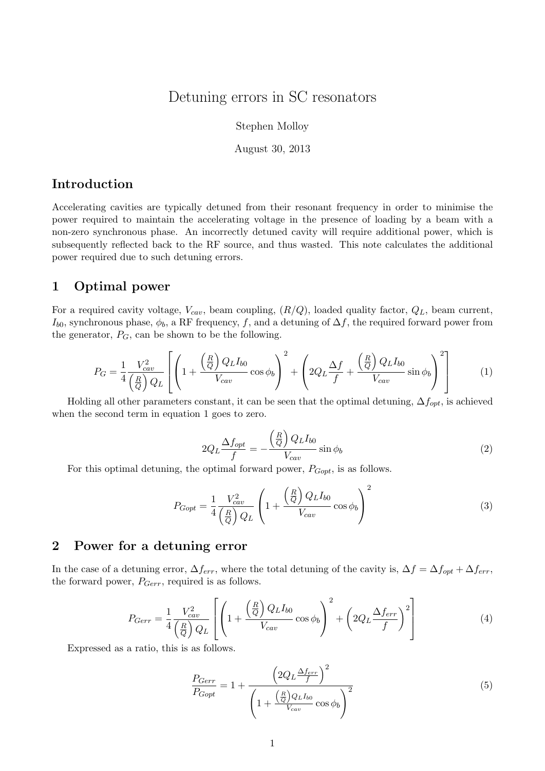# Detuning errors in SC resonators

Stephen Molloy

August 30, 2013

## Introduction

Accelerating cavities are typically detuned from their resonant frequency in order to minimise the power required to maintain the accelerating voltage in the presence of loading by a beam with a non-zero synchronous phase. An incorrectly detuned cavity will require additional power, which is subsequently reflected back to the RF source, and thus wasted. This note calculates the additional power required due to such detuning errors.

## 1 Optimal power

For a required cavity voltage, $V_{cav}$, beam coupling, $(R/Q)$, loaded quality factor, $Q_L$, beam current, $I_{b0}$, synchronous phase, $\phi_b$, a RF frequency, $f$, and a detuning of $\Delta f$, the required forward power from the generator, $P_G$, can be shown to be the following.

$$P_G = \frac{1}{4} \frac{V_{cav}^2}{\left(\frac{R}{Q}\right) Q_L} \left[ \left( 1 + \frac{\left(\frac{R}{Q}\right) Q_L I_{b0}}{V_{cav}} \cos \phi_b \right)^2 + \left( 2Q_L \frac{\Delta f}{f} + \frac{\left(\frac{R}{Q}\right) Q_L I_{b0}}{V_{cav}} \sin \phi_b \right)^2 \right] \tag{1}$$

Holding all other parameters constant, it can be seen that the optimal detuning, $\Delta f_{opt}$, is achieved when the second term in equation 1 goes to zero.

$$2Q_L \frac{\Delta f_{opt}}{f} = - \frac{\left(\frac{R}{Q}\right) Q_L I_{b0}}{V_{cav}} \sin \phi_b \tag{2}$$

For this optimal detuning, the optimal forward power, $P_{Gopt}$, is as follows.

$$P_{Gopt} = \frac{1}{4} \frac{V_{cav}^2}{\left(\frac{R}{Q}\right) Q_L} \left( 1 + \frac{\left(\frac{R}{Q}\right) Q_L I_{b0}}{V_{cav}} \cos \phi_b \right)^2 \tag{3}$$

## 2 Power for a detuning error

In the case of a detuning error, $\Delta f_{err}$, where the total detuning of the cavity is, $\Delta f = \Delta f_{opt} + \Delta f_{err}$, the forward power, $P_{Gerr}$, required is as follows.

$$P_{Gerr} = \frac{1}{4} \frac{V_{cav}^2}{\left(\frac{R}{Q}\right) Q_L} \left[ \left( 1 + \frac{\left(\frac{R}{Q}\right) Q_L I_{b0}}{V_{cav}} \cos \phi_b \right)^2 + \left( 2Q_L \frac{\Delta f_{err}}{f} \right)^2 \right] \tag{4}$$

Expressed as a ratio, this is as follows.

$$\frac{P_{Gerr}}{P_{Gopt}} = 1 + \frac{\left( 2Q_L \frac{\Delta f_{err}}{f} \right)^2}{\left( 1 + \frac{\left(\frac{R}{Q}\right) Q_L I_{b0}}{V_{cav}} \cos \phi_b \right)^2} \tag{5}$$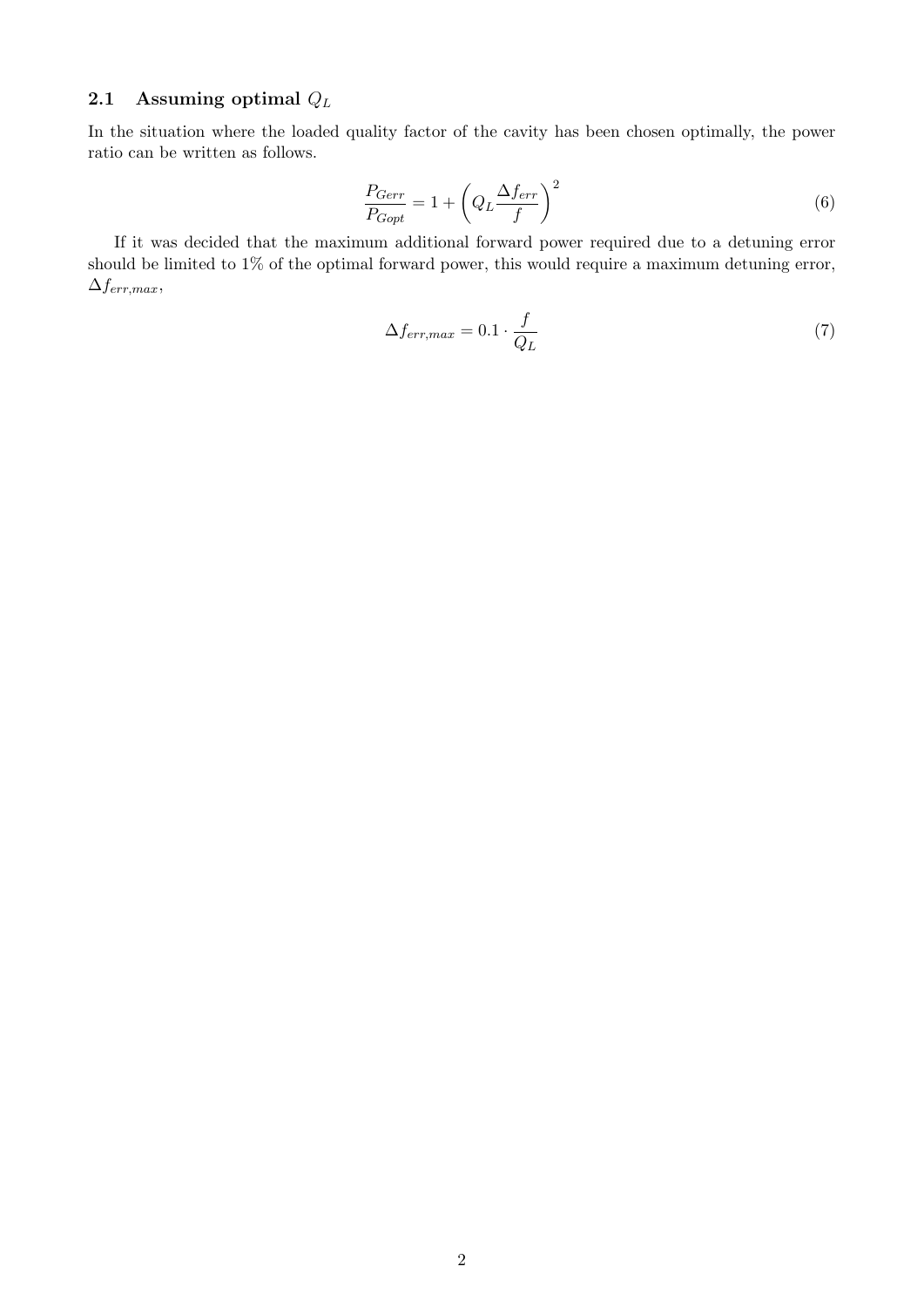### 2.1 Assuming optimal $Q_L$

In the situation where the loaded quality factor of the cavity has been chosen optimally, the power ratio can be written as follows.

$$\frac{P_{Gerr}}{P_{Gopt}} = 1 + \left( Q_L \frac{\Delta f_{err}}{f} \right)^2 \tag{6}$$

If it was decided that the maximum additional forward power required due to a detuning error should be limited to 1% of the optimal forward power, this would require a maximum detuning error, $\Delta f_{err,max}$,

$$\Delta f_{err,max} = 0.1 \cdot \frac{f}{Q_L} \tag{7}$$